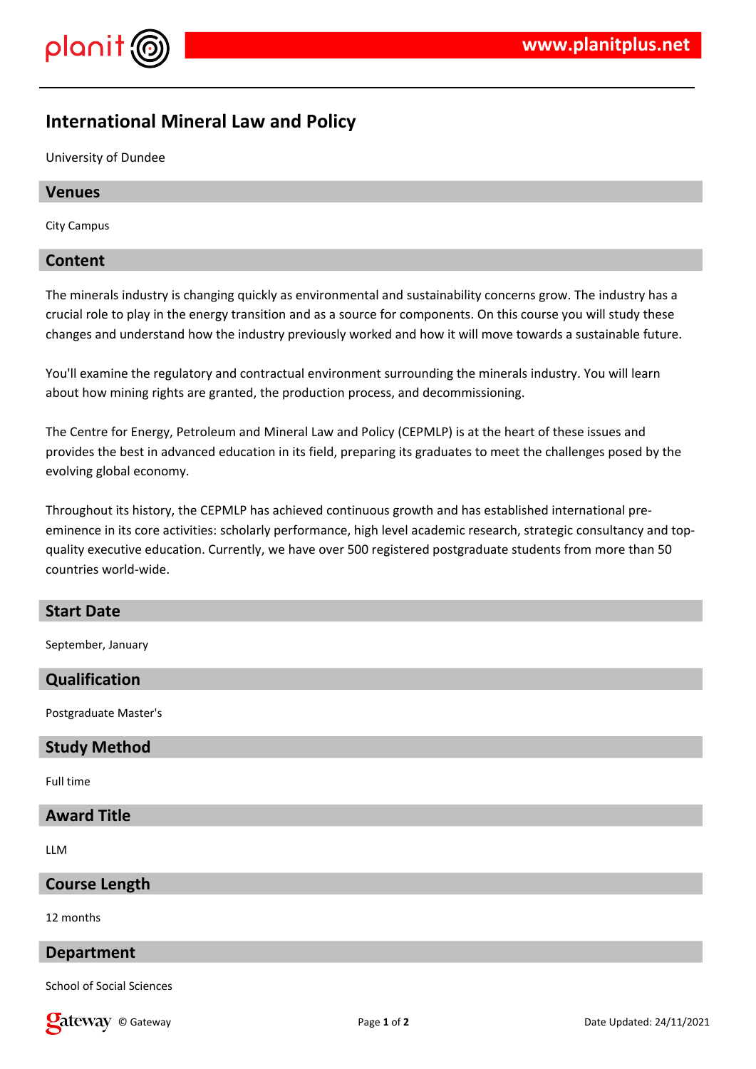# International Mineral Law and Policy

University of Dundee

## Venues

City Campus

## Content

The minerals industry is changing quickly as environmental and sustainability concerns grow. The industry has a crucial role to play in the energy transition and as a source for components. On this course you will study these changes and understand how the industry previously worked and how it will move towards a sustainable future.

You'll examine the regulatory and contractual environment surrounding the minerals industry. You will learn about how mining rights are granted, the production process, and decommissioning.

The Centre for Energy, Petroleum and Mineral Law and Policy (CEPMLP) is at the heart of these issues and provides the best in advanced education in its field, preparing its graduates to meet the challenges posed by the evolving global economy.

Throughout its history, the CEPMLP has achieved continuous growth and has established international pre-eminence in its core activities: scholarly performance, high level academic research, strategic consultancy and top-quality executive education. Currently, we have over 500 registered postgraduate students from more than 50 countries world-wide.

## Start Date

September, January

## Qualification

Postgraduate Master's

## Study Method

Full time

## Award Title

LLM

## Course Length

12 months

## Department

School of Social Sciences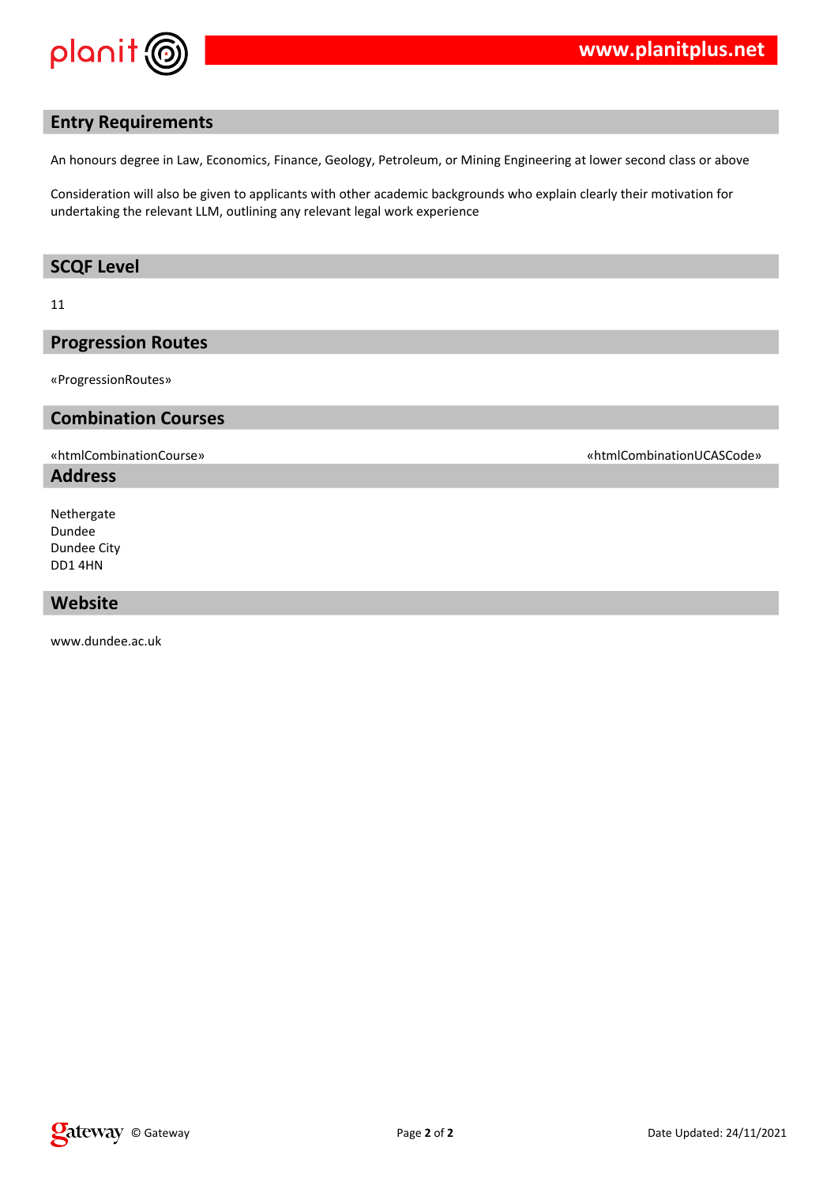## Entry Requirements

An honours degree in Law, Economics, Finance, Geology, Petroleum, or Mining Engineering at lower second class or above

Consideration will also be given to applicants with other academic backgrounds who explain clearly their motivation for undertaking the relevant LLM, outlining any relevant legal work experience

## SCQF Level

11

## Progression Routes

«ProgressionRoutes»

## Combination Courses

«htmlCombinationCourse» «htmlCombinationUCASCode»

## Address

Nethergate
Dundee
Dundee City
DD1 4HN

## Website

www.dundee.ac.uk